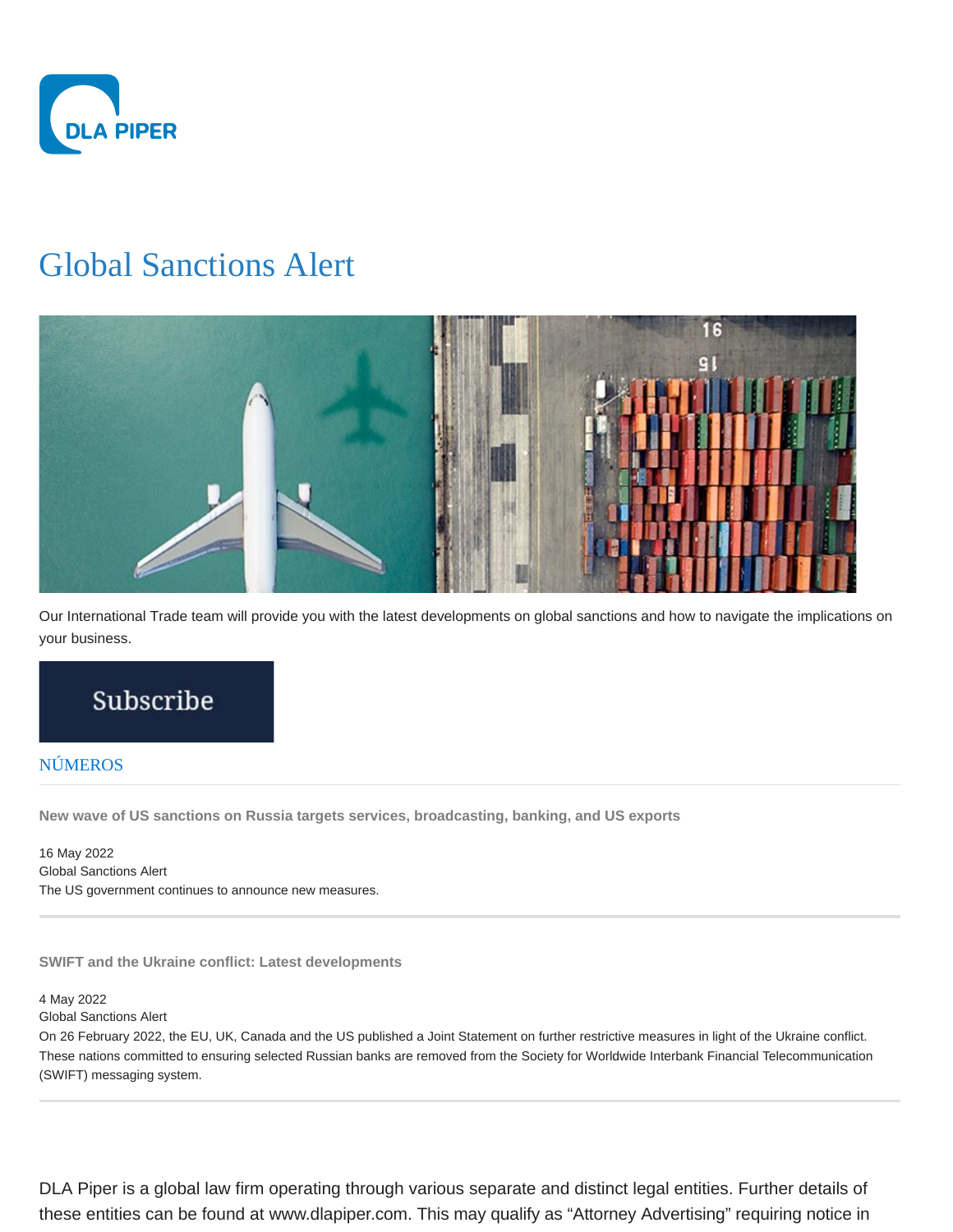# Global Sanctions Alert

Our International Trade team will provide you with the latest developments on global sanctions and how to navigate the implications on your business.

Subscribe

NÚMEROS

**New wave of US sanctions on Russia targets services, broadcasting, banking, and US exports**

16 May 2022
Global Sanctions Alert
The US government continues to announce new measures.

---

**SWIFT and the Ukraine conflict: Latest developments**

4 May 2022
Global Sanctions Alert
On 26 February 2022, the EU, UK, Canada and the US published a Joint Statement on further restrictive measures in light of the Ukraine conflict. These nations committed to ensuring selected Russian banks are removed from the Society for Worldwide Interbank Financial Telecommunication (SWIFT) messaging system.

---

DLA Piper is a global law firm operating through various separate and distinct legal entities. Further details of these entities can be found at www.dlapiper.com. This may qualify as "Attorney Advertising" requiring notice in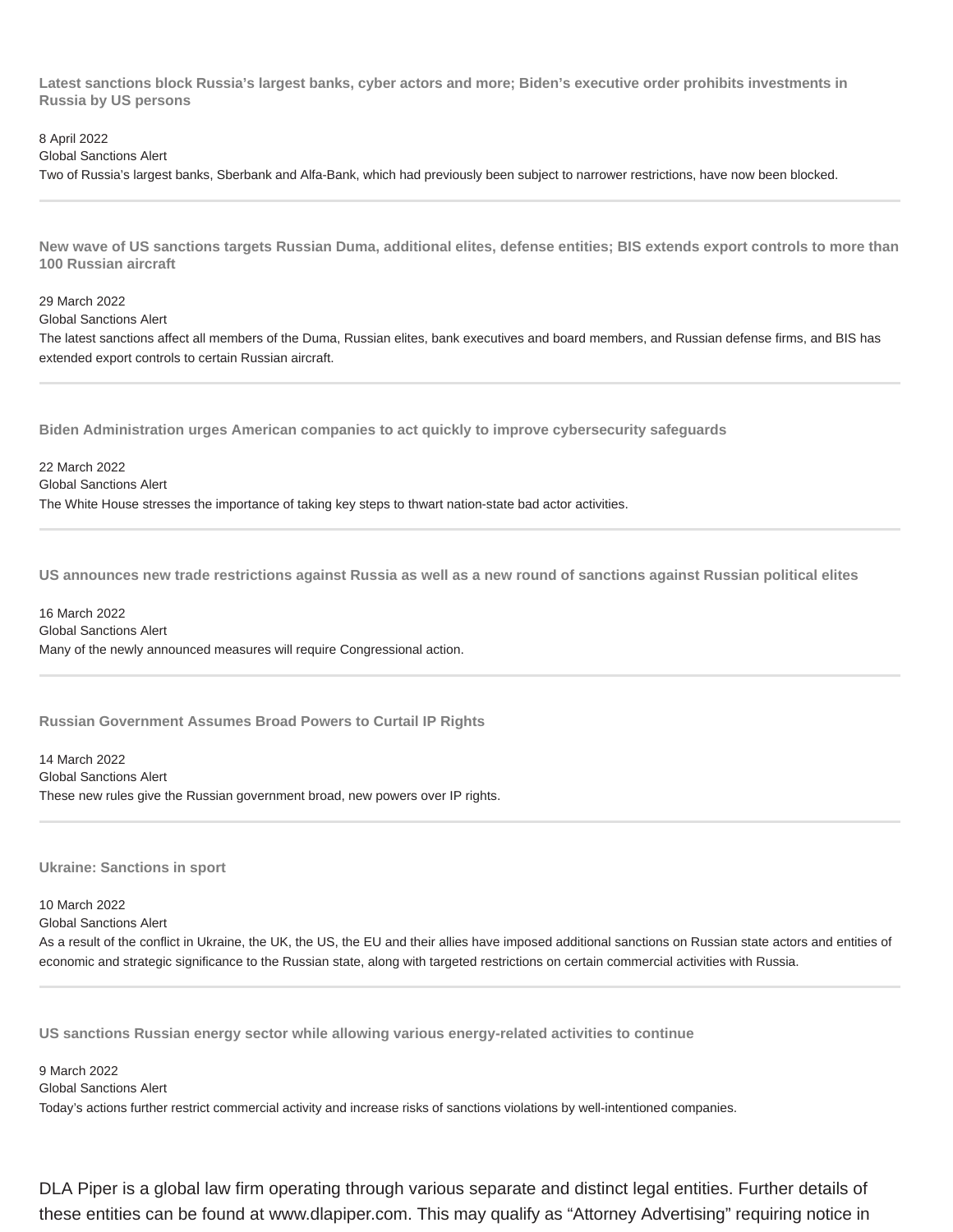### Latest sanctions block Russia's largest banks, cyber actors and more; Biden's executive order prohibits investments in Russia by US persons

8 April 2022
Global Sanctions Alert
Two of Russia's largest banks, Sberbank and Alfa-Bank, which had previously been subject to narrower restrictions, have now been blocked.

---

### New wave of US sanctions targets Russian Duma, additional elites, defense entities; BIS extends export controls to more than 100 Russian aircraft

29 March 2022
Global Sanctions Alert
The latest sanctions affect all members of the Duma, Russian elites, bank executives and board members, and Russian defense firms, and BIS has extended export controls to certain Russian aircraft.

---

### Biden Administration urges American companies to act quickly to improve cybersecurity safeguards

22 March 2022
Global Sanctions Alert
The White House stresses the importance of taking key steps to thwart nation-state bad actor activities.

---

### US announces new trade restrictions against Russia as well as a new round of sanctions against Russian political elites

16 March 2022
Global Sanctions Alert
Many of the newly announced measures will require Congressional action.

---

### Russian Government Assumes Broad Powers to Curtail IP Rights

14 March 2022
Global Sanctions Alert
These new rules give the Russian government broad, new powers over IP rights.

---

### Ukraine: Sanctions in sport

10 March 2022
Global Sanctions Alert
As a result of the conflict in Ukraine, the UK, the US, the EU and their allies have imposed additional sanctions on Russian state actors and entities of economic and strategic significance to the Russian state, along with targeted restrictions on certain commercial activities with Russia.

---

### US sanctions Russian energy sector while allowing various energy-related activities to continue

9 March 2022
Global Sanctions Alert
Today's actions further restrict commercial activity and increase risks of sanctions violations by well-intentioned companies.

DLA Piper is a global law firm operating through various separate and distinct legal entities. Further details of these entities can be found at www.dlapiper.com. This may qualify as "Attorney Advertising" requiring notice in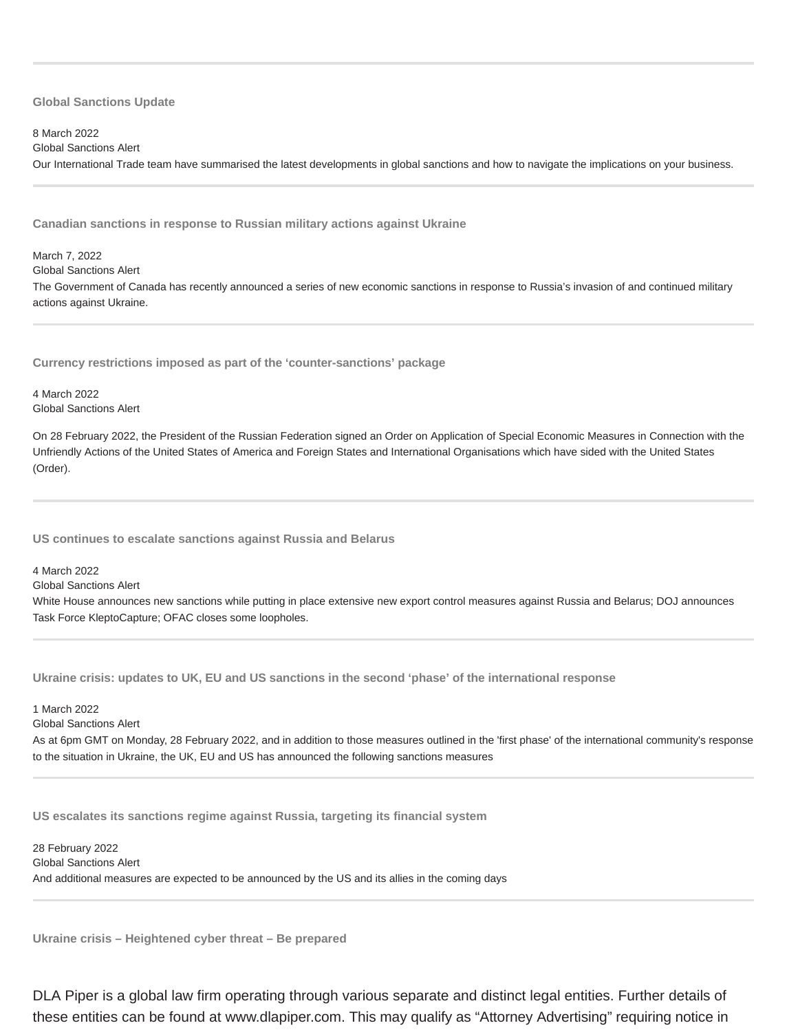### Global Sanctions Update

8 March 2022
Global Sanctions Alert
Our International Trade team have summarised the latest developments in global sanctions and how to navigate the implications on your business.

### Canadian sanctions in response to Russian military actions against Ukraine

March 7, 2022
Global Sanctions Alert
The Government of Canada has recently announced a series of new economic sanctions in response to Russia's invasion of and continued military actions against Ukraine.

### Currency restrictions imposed as part of the 'counter-sanctions' package

4 March 2022
Global Sanctions Alert

On 28 February 2022, the President of the Russian Federation signed an Order on Application of Special Economic Measures in Connection with the Unfriendly Actions of the United States of America and Foreign States and International Organisations which have sided with the United States (Order).

### US continues to escalate sanctions against Russia and Belarus

4 March 2022
Global Sanctions Alert
White House announces new sanctions while putting in place extensive new export control measures against Russia and Belarus; DOJ announces Task Force KleptoCapture; OFAC closes some loopholes.

### Ukraine crisis: updates to UK, EU and US sanctions in the second 'phase' of the international response

1 March 2022
Global Sanctions Alert
As at 6pm GMT on Monday, 28 February 2022, and in addition to those measures outlined in the 'first phase' of the international community's response to the situation in Ukraine, the UK, EU and US has announced the following sanctions measures

### US escalates its sanctions regime against Russia, targeting its financial system

28 February 2022
Global Sanctions Alert
And additional measures are expected to be announced by the US and its allies in the coming days

### Ukraine crisis – Heightened cyber threat – Be prepared

DLA Piper is a global law firm operating through various separate and distinct legal entities. Further details of these entities can be found at www.dlapiper.com. This may qualify as "Attorney Advertising" requiring notice in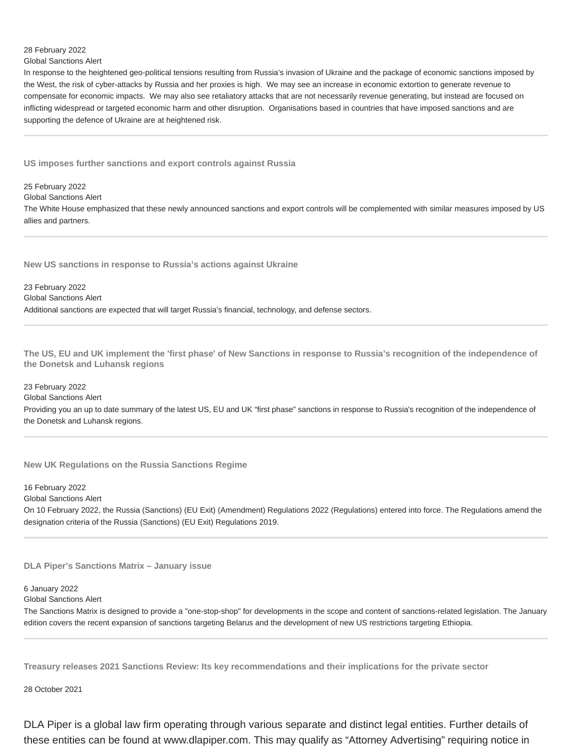28 February 2022

Global Sanctions Alert

In response to the heightened geo-political tensions resulting from Russia's invasion of Ukraine and the package of economic sanctions imposed by the West, the risk of cyber-attacks by Russia and her proxies is high. We may see an increase in economic extortion to generate revenue to compensate for economic impacts. We may also see retaliatory attacks that are not necessarily revenue generating, but instead are focused on inflicting widespread or targeted economic harm and other disruption. Organisations based in countries that have imposed sanctions and are supporting the defence of Ukraine are at heightened risk.

---

### US imposes further sanctions and export controls against Russia

25 February 2022

Global Sanctions Alert

The White House emphasized that these newly announced sanctions and export controls will be complemented with similar measures imposed by US allies and partners.

---

### New US sanctions in response to Russia's actions against Ukraine

23 February 2022

Global Sanctions Alert

Additional sanctions are expected that will target Russia's financial, technology, and defense sectors.

---

### The US, EU and UK implement the 'first phase' of New Sanctions in response to Russia's recognition of the independence of the Donetsk and Luhansk regions

23 February 2022

Global Sanctions Alert

Providing you an up to date summary of the latest US, EU and UK "first phase" sanctions in response to Russia's recognition of the independence of the Donetsk and Luhansk regions.

---

### New UK Regulations on the Russia Sanctions Regime

16 February 2022

Global Sanctions Alert

On 10 February 2022, the Russia (Sanctions) (EU Exit) (Amendment) Regulations 2022 (Regulations) entered into force. The Regulations amend the designation criteria of the Russia (Sanctions) (EU Exit) Regulations 2019.

---

### DLA Piper's Sanctions Matrix – January issue

6 January 2022

Global Sanctions Alert

The Sanctions Matrix is designed to provide a "one-stop-shop" for developments in the scope and content of sanctions-related legislation. The January edition covers the recent expansion of sanctions targeting Belarus and the development of new US restrictions targeting Ethiopia.

---

### Treasury releases 2021 Sanctions Review: Its key recommendations and their implications for the private sector

28 October 2021

DLA Piper is a global law firm operating through various separate and distinct legal entities. Further details of these entities can be found at www.dlapiper.com. This may qualify as "Attorney Advertising" requiring notice in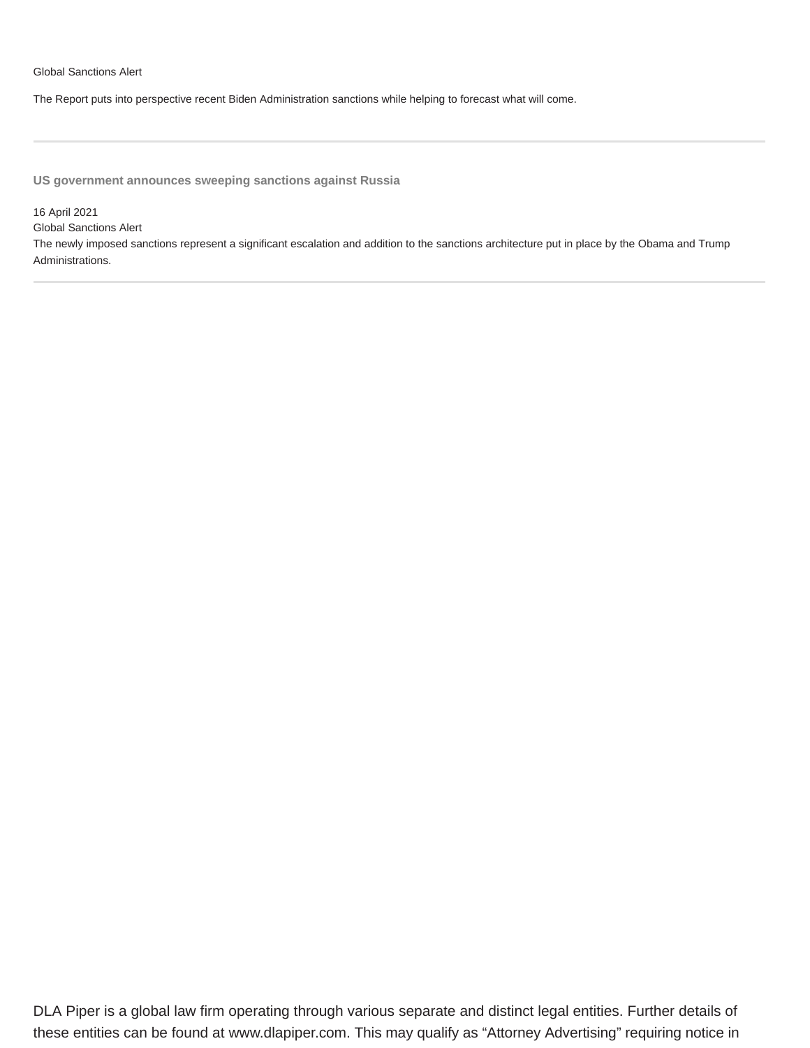Global Sanctions Alert

The Report puts into perspective recent Biden Administration sanctions while helping to forecast what will come.

---

**US government announces sweeping sanctions against Russia**

16 April 2021

Global Sanctions Alert

The newly imposed sanctions represent a significant escalation and addition to the sanctions architecture put in place by the Obama and Trump Administrations.

---

DLA Piper is a global law firm operating through various separate and distinct legal entities. Further details of these entities can be found at www.dlapiper.com. This may qualify as "Attorney Advertising" requiring notice in